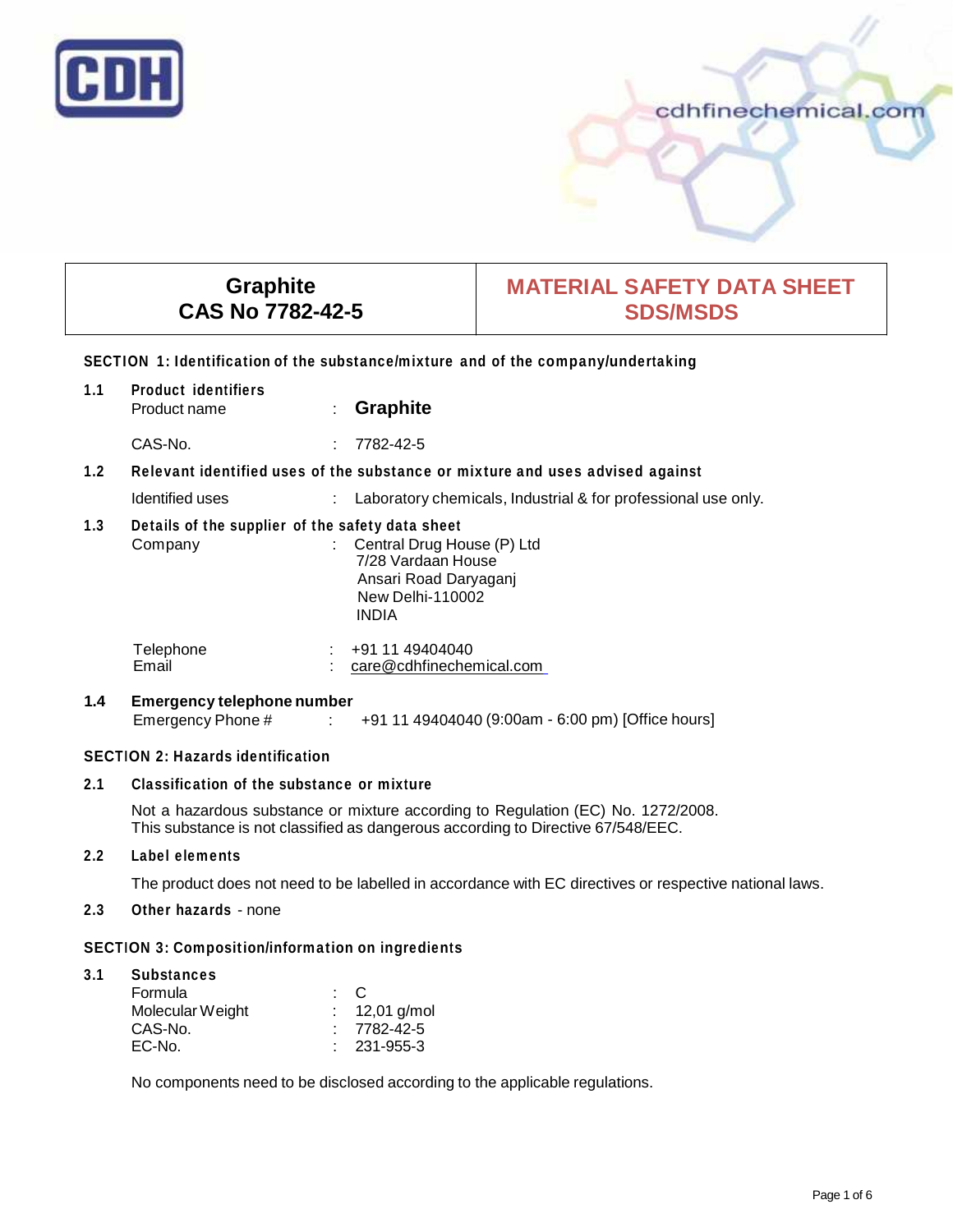| Graphite<br>CAS No 7782-42-5 | MATERIAL SAFETY DATA SHEET<br>SDS/MSDS |
|---|---|

## SECTION 1: Identification of the substance/mixture and of the company/undertaking

**1.1 Product identifiers**

Product name : **Graphite**

CAS-No. : 7782-42-5

**1.2 Relevant identified uses of the substance or mixture and uses advised against**

Identified uses : Laboratory chemicals, Industrial & for professional use only.

**1.3 Details of the supplier of the safety data sheet**

Company : Central Drug House (P) Ltd
7/28 Vardaan House
Ansari Road Daryaganj
New Delhi-110002
INDIA

Telephone : +91 11 49404040
Email : care@cdhfinechemical.com

**1.4 Emergency telephone number**

Emergency Phone # : +91 11 49404040 (9:00am - 6:00 pm) [Office hours]

## SECTION 2: Hazards identification

**2.1 Classification of the substance or mixture**

Not a hazardous substance or mixture according to Regulation (EC) No. 1272/2008.
This substance is not classified as dangerous according to Directive 67/548/EEC.

**2.2 Label elements**

The product does not need to be labelled in accordance with EC directives or respective national laws.

**2.3 Other hazards** - none

## SECTION 3: Composition/information on ingredients

**3.1 Substances**

Formula : C
Molecular Weight : 12,01 g/mol
CAS-No. : 7782-42-5
EC-No. : 231-955-3

No components need to be disclosed according to the applicable regulations.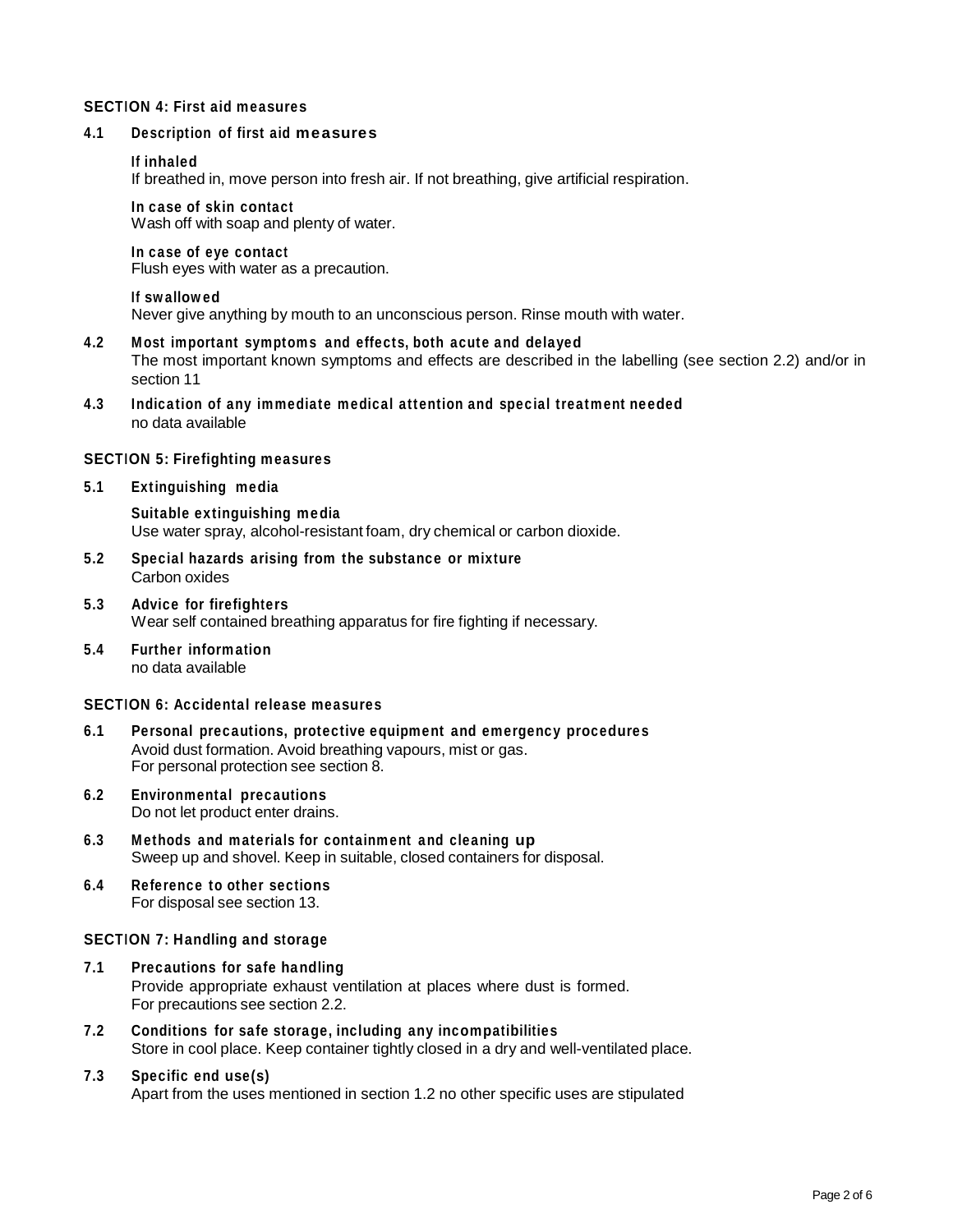## SECTION 4: First aid measures

### 4.1 Description of first aid measures

**If inhaled**
If breathed in, move person into fresh air. If not breathing, give artificial respiration.

**In case of skin contact**
Wash off with soap and plenty of water.

**In case of eye contact**
Flush eyes with water as a precaution.

**If swallowed**
Never give anything by mouth to an unconscious person. Rinse mouth with water.

### 4.2 Most important symptoms and effects, both acute and delayed

The most important known symptoms and effects are described in the labelling (see section 2.2) and/or in section 11

### 4.3 Indication of any immediate medical attention and special treatment needed

no data available

## SECTION 5: Firefighting measures

### 5.1 Extinguishing media

**Suitable extinguishing media**
Use water spray, alcohol-resistant foam, dry chemical or carbon dioxide.

### 5.2 Special hazards arising from the substance or mixture

Carbon oxides

### 5.3 Advice for firefighters

Wear self contained breathing apparatus for fire fighting if necessary.

### 5.4 Further information

no data available

## SECTION 6: Accidental release measures

### 6.1 Personal precautions, protective equipment and emergency procedures

Avoid dust formation. Avoid breathing vapours, mist or gas.
For personal protection see section 8.

### 6.2 Environmental precautions

Do not let product enter drains.

### 6.3 Methods and materials for containment and cleaning up

Sweep up and shovel. Keep in suitable, closed containers for disposal.

### 6.4 Reference to other sections

For disposal see section 13.

## SECTION 7: Handling and storage

### 7.1 Precautions for safe handling

Provide appropriate exhaust ventilation at places where dust is formed.
For precautions see section 2.2.

### 7.2 Conditions for safe storage, including any incompatibilities

Store in cool place. Keep container tightly closed in a dry and well-ventilated place.

### 7.3 Specific end use(s)

Apart from the uses mentioned in section 1.2 no other specific uses are stipulated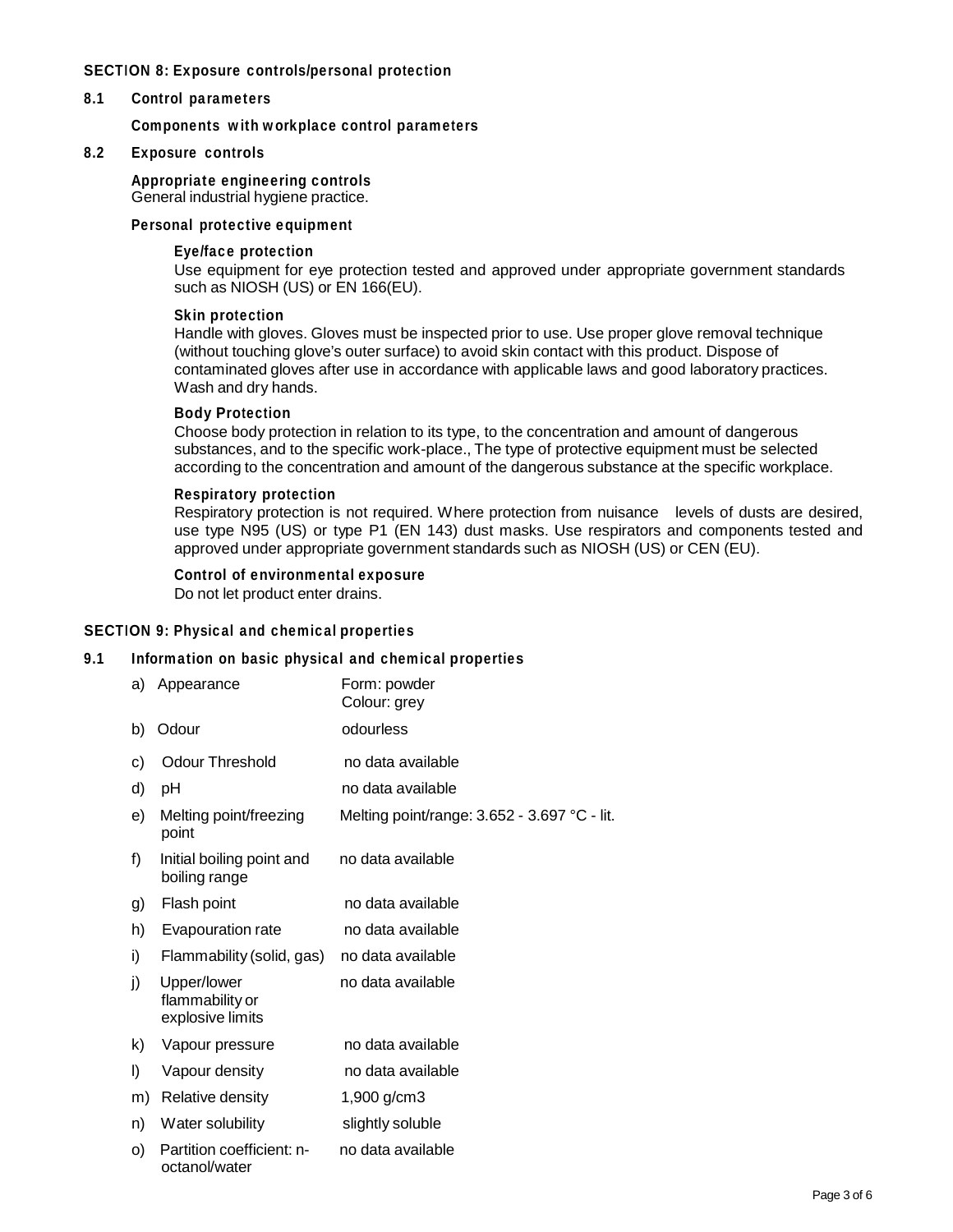## SECTION 8: Exposure controls/personal protection

### 8.1 Control parameters

**Components with workplace control parameters**

### 8.2 Exposure controls

**Appropriate engineering controls**
General industrial hygiene practice.

**Personal protective equipment**

**Eye/face protection**
Use equipment for eye protection tested and approved under appropriate government standards such as NIOSH (US) or EN 166(EU).

**Skin protection**
Handle with gloves. Gloves must be inspected prior to use. Use proper glove removal technique (without touching glove's outer surface) to avoid skin contact with this product. Dispose of contaminated gloves after use in accordance with applicable laws and good laboratory practices. Wash and dry hands.

**Body Protection**
Choose body protection in relation to its type, to the concentration and amount of dangerous substances, and to the specific work-place., The type of protective equipment must be selected according to the concentration and amount of the dangerous substance at the specific workplace.

**Respiratory protection**
Respiratory protection is not required. Where protection from nuisance levels of dusts are desired, use type N95 (US) or type P1 (EN 143) dust masks. Use respirators and components tested and approved under appropriate government standards such as NIOSH (US) or CEN (EU).

**Control of environmental exposure**
Do not let product enter drains.

## SECTION 9: Physical and chemical properties

### 9.1 Information on basic physical and chemical properties

| | |
|---|---|
| a) Appearance | Form: powder<br>Colour: grey |
| b) Odour | odourless |
| c) Odour Threshold | no data available |
| d) pH | no data available |
| e) Melting point/freezing point | Melting point/range: 3.652 - 3.697 °C - lit. |
| f) Initial boiling point and boiling range | no data available |
| g) Flash point | no data available |
| h) Evapouration rate | no data available |
| i) Flammability (solid, gas) | no data available |
| j) Upper/lower flammability or explosive limits | no data available |
| k) Vapour pressure | no data available |
| l) Vapour density | no data available |
| m) Relative density | 1,900 g/cm3 |
| n) Water solubility | slightly soluble |
| o) Partition coefficient: n-octanol/water | no data available |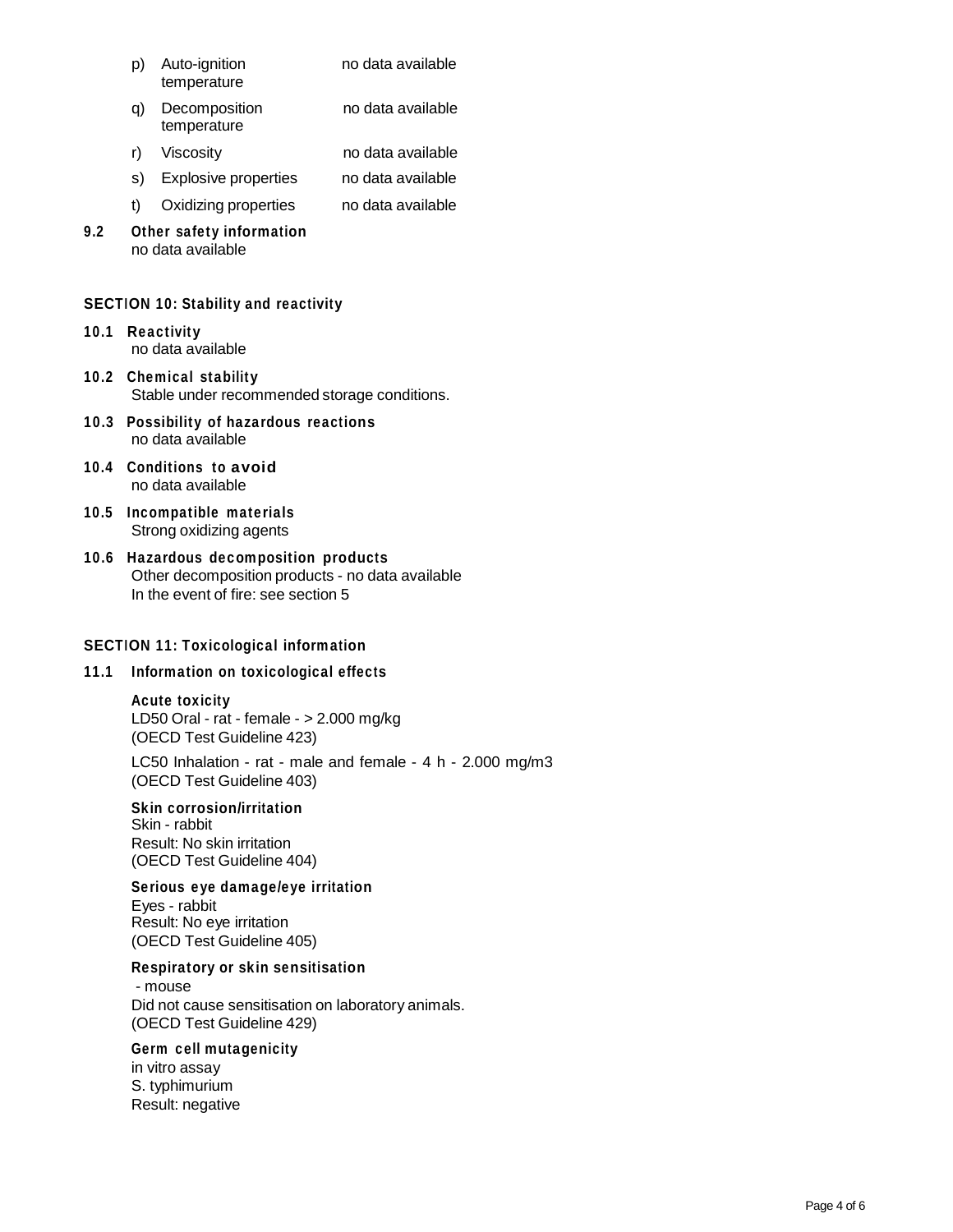| | | |
|---|---|---|
| p) | Auto-ignition temperature | no data available |
| q) | Decomposition temperature | no data available |
| r) | Viscosity | no data available |
| s) | Explosive properties | no data available |
| t) | Oxidizing properties | no data available |

### 9.2 Other safety information

no data available

## SECTION 10: Stability and reactivity

### 10.1 Reactivity

no data available

### 10.2 Chemical stability

Stable under recommended storage conditions.

### 10.3 Possibility of hazardous reactions

no data available

### 10.4 Conditions to avoid

no data available

### 10.5 Incompatible materials

Strong oxidizing agents

### 10.6 Hazardous decomposition products

Other decomposition products - no data available
In the event of fire: see section 5

## SECTION 11: Toxicological information

### 11.1 Information on toxicological effects

**Acute toxicity**

LD50 Oral - rat - female - > 2.000 mg/kg
(OECD Test Guideline 423)

LC50 Inhalation - rat - male and female - 4 h - 2.000 mg/m3
(OECD Test Guideline 403)

**Skin corrosion/irritation**

Skin - rabbit
Result: No skin irritation
(OECD Test Guideline 404)

**Serious eye damage/eye irritation**

Eyes - rabbit
Result: No eye irritation
(OECD Test Guideline 405)

**Respiratory or skin sensitisation**

- mouse
Did not cause sensitisation on laboratory animals.
(OECD Test Guideline 429)

**Germ cell mutagenicity**

in vitro assay
S. typhimurium
Result: negative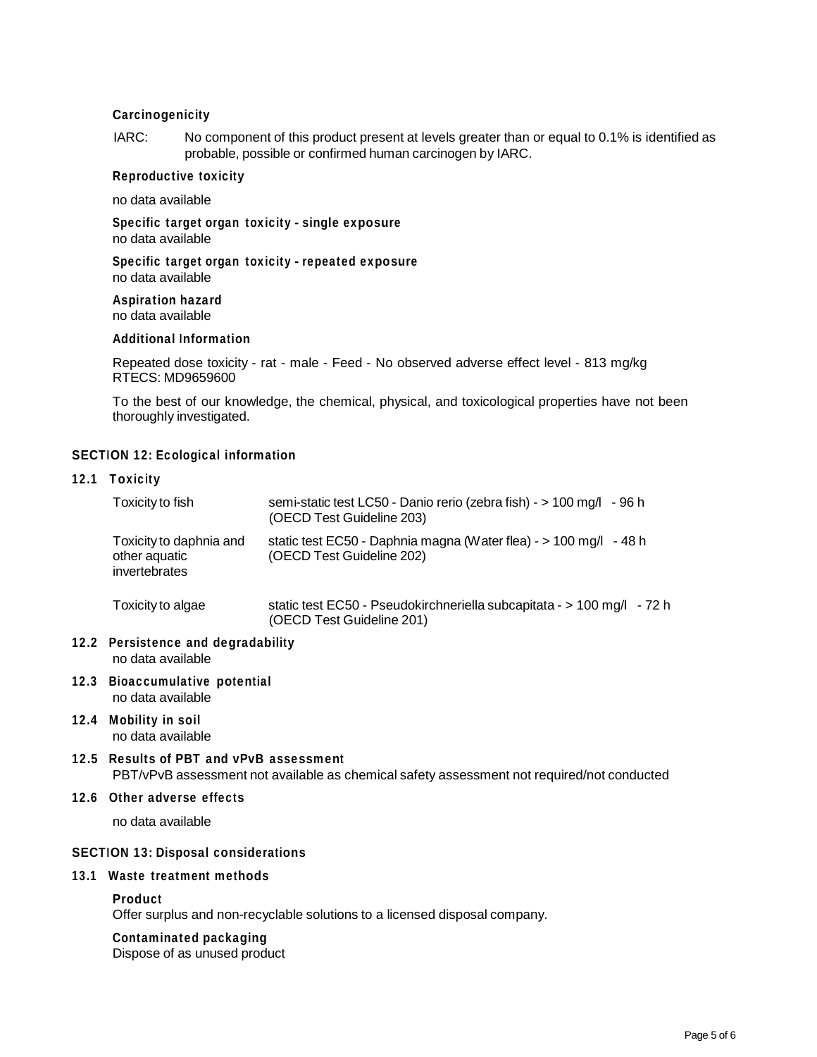**Carcinogenicity**

IARC: No component of this product present at levels greater than or equal to 0.1% is identified as probable, possible or confirmed human carcinogen by IARC.

**Reproductive toxicity**

no data available

**Specific target organ toxicity - single exposure**
no data available

**Specific target organ toxicity - repeated exposure**
no data available

**Aspiration hazard**
no data available

**Additional Information**

Repeated dose toxicity - rat - male - Feed - No observed adverse effect level - 813 mg/kg
RTECS: MD9659600

To the best of our knowledge, the chemical, physical, and toxicological properties have not been thoroughly investigated.

## SECTION 12: Ecological information

### 12.1 Toxicity

| | |
|---|---|
| Toxicity to fish | semi-static test LC50 - Danio rerio (zebra fish) - > 100 mg/l - 96 h (OECD Test Guideline 203) |
| Toxicity to daphnia and other aquatic invertebrates | static test EC50 - Daphnia magna (Water flea) - > 100 mg/l - 48 h (OECD Test Guideline 202) |
| Toxicity to algae | static test EC50 - Pseudokirchneriella subcapitata - > 100 mg/l - 72 h (OECD Test Guideline 201) |

### 12.2 Persistence and degradability
no data available

### 12.3 Bioaccumulative potential
no data available

### 12.4 Mobility in soil
no data available

### 12.5 Results of PBT and vPvB assessment
PBT/vPvB assessment not available as chemical safety assessment not required/not conducted

### 12.6 Other adverse effects

no data available

## SECTION 13: Disposal considerations

### 13.1 Waste treatment methods

**Product**
Offer surplus and non-recyclable solutions to a licensed disposal company.

**Contaminated packaging**
Dispose of as unused product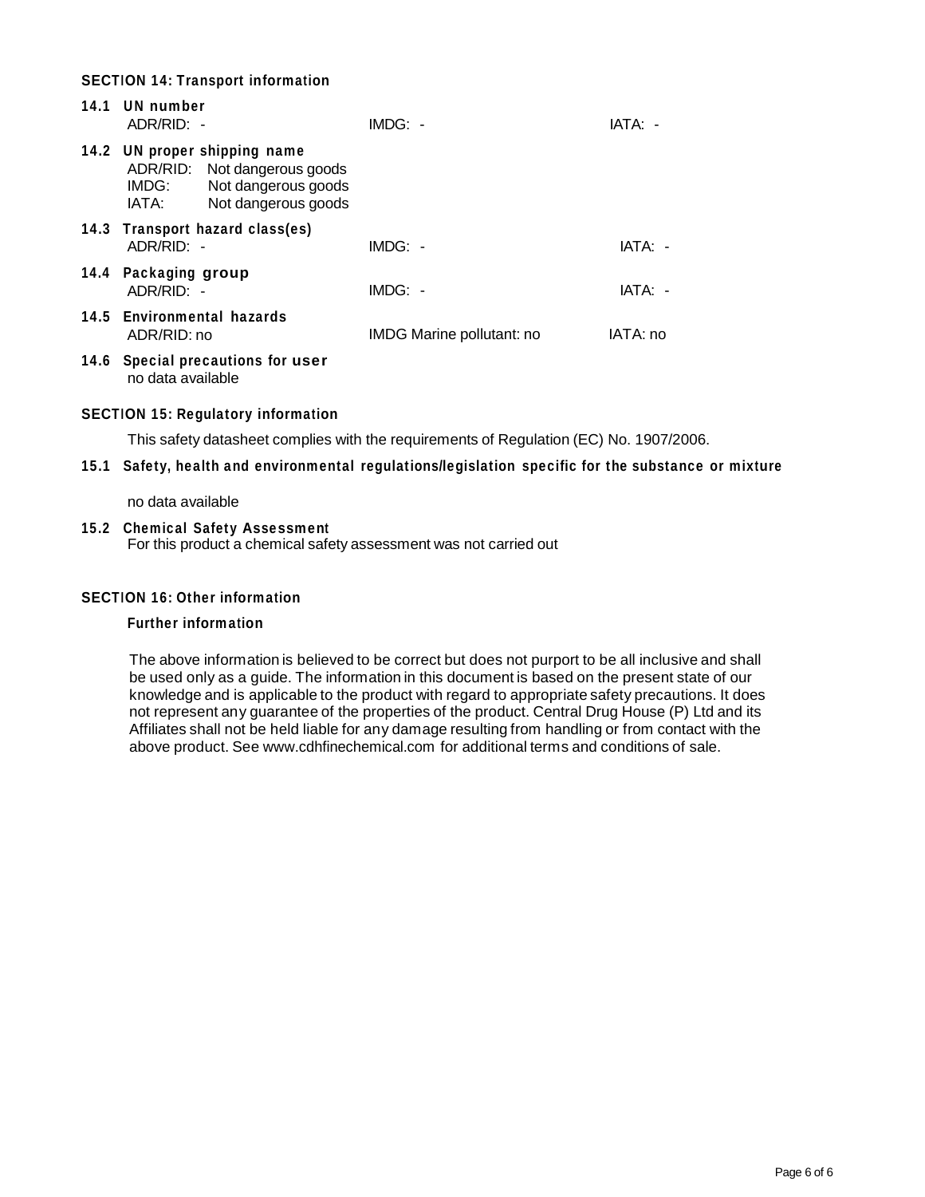## SECTION 14: Transport information

### 14.1 UN number

| | | |
|---|---|---|
| ADR/RID: - | IMDG: - | IATA: - |

### 14.2 UN proper shipping name

ADR/RID: Not dangerous goods
IMDG: Not dangerous goods
IATA: Not dangerous goods

### 14.3 Transport hazard class(es)

| | | |
|---|---|---|
| ADR/RID: - | IMDG: - | IATA: - |

### 14.4 Packaging group

| | | |
|---|---|---|
| ADR/RID: - | IMDG: - | IATA: - |

### 14.5 Environmental hazards

| | | |
|---|---|---|
| ADR/RID: no | IMDG Marine pollutant: no | IATA: no |

### 14.6 Special precautions for user

no data available

## SECTION 15: Regulatory information

This safety datasheet complies with the requirements of Regulation (EC) No. 1907/2006.

### 15.1 Safety, health and environmental regulations/legislation specific for the substance or mixture

no data available

### 15.2 Chemical Safety Assessment

For this product a chemical safety assessment was not carried out

## SECTION 16: Other information

### Further information

The above information is believed to be correct but does not purport to be all inclusive and shall be used only as a guide. The information in this document is based on the present state of our knowledge and is applicable to the product with regard to appropriate safety precautions. It does not represent any guarantee of the properties of the product. Central Drug House (P) Ltd and its Affiliates shall not be held liable for any damage resulting from handling or from contact with the above product. See www.cdhfinechemical.com for additional terms and conditions of sale.